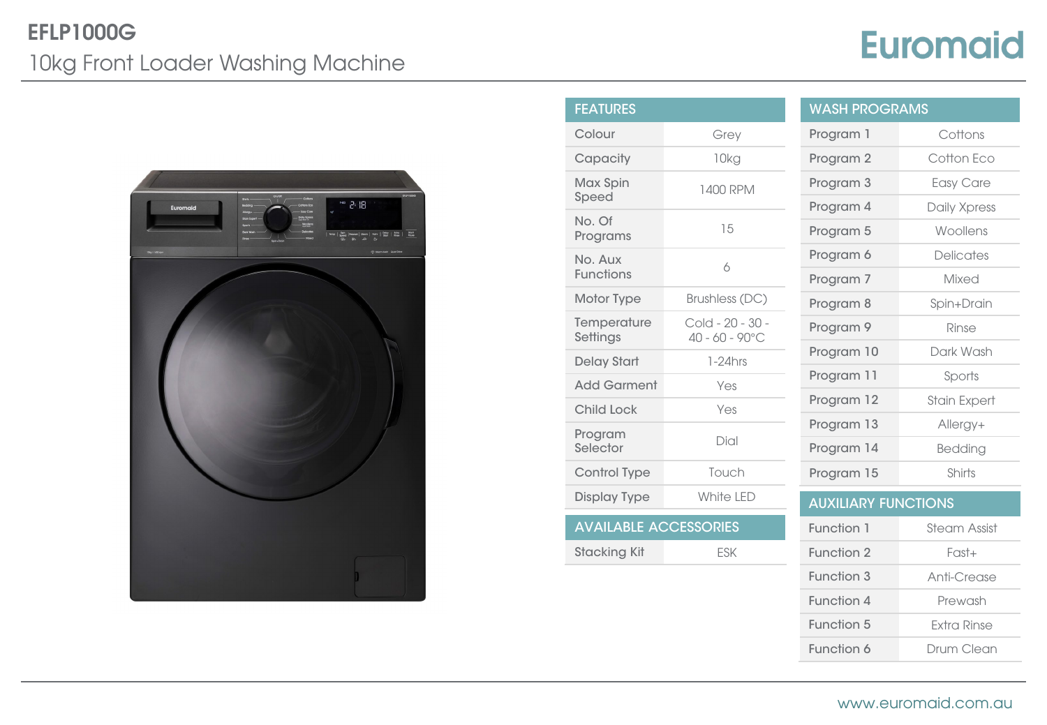# EFLP1000G

## 10kg Front Loader Washing Machine

Euromaid

| FEATURES | |
|---|---|
| Colour | Grey |
| Capacity | 10kg |
| Max Spin Speed | 1400 RPM |
| No. Of Programs | 15 |
| No. Aux Functions | 6 |
| Motor Type | Brushless (DC) |
| Temperature Settings | Cold - 20 - 30 - 40 - 60 - 90°C |
| Delay Start | 1-24hrs |
| Add Garment | Yes |
| Child Lock | Yes |
| Program Selector | Dial |
| Control Type | Touch |
| Display Type | White LED |

| AVAILABLE ACCESSORIES | |
|---|---|
| Stacking Kit | ESK |

| WASH PROGRAMS | |
|---|---|
| Program 1 | Cottons |
| Program 2 | Cotton Eco |
| Program 3 | Easy Care |
| Program 4 | Daily Xpress |
| Program 5 | Woollens |
| Program 6 | Delicates |
| Program 7 | Mixed |
| Program 8 | Spin+Drain |
| Program 9 | Rinse |
| Program 10 | Dark Wash |
| Program 11 | Sports |
| Program 12 | Stain Expert |
| Program 13 | Allergy+ |
| Program 14 | Bedding |
| Program 15 | Shirts |

| AUXILIARY FUNCTIONS | |
|---|---|
| Function 1 | Steam Assist |
| Function 2 | Fast+ |
| Function 3 | Anti-Crease |
| Function 4 | Prewash |
| Function 5 | Extra Rinse |
| Function 6 | Drum Clean |

www.euromaid.com.au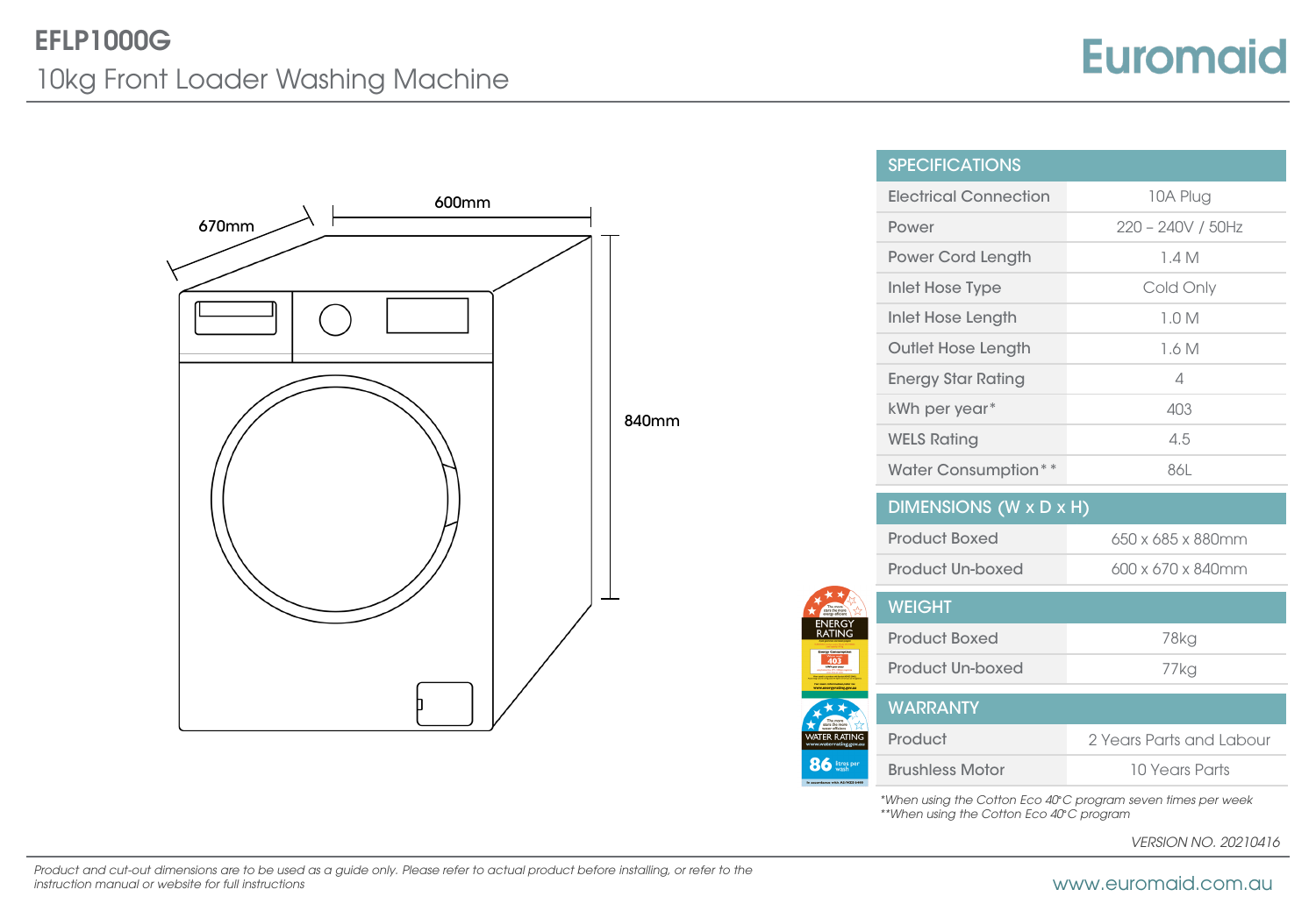# EFLP1000G

## 10kg Front Loader Washing Machine

Euromaid

600mm

670mm

840mm

| SPECIFICATIONS | |
|---|---|
| Electrical Connection | 10A Plug |
| Power | 220 – 240V / 50Hz |
| Power Cord Length | 1.4 M |
| Inlet Hose Type | Cold Only |
| Inlet Hose Length | 1.0 M |
| Outlet Hose Length | 1.6 M |
| Energy Star Rating | 4 |
| kWh per year* | 403 |
| WELS Rating | 4.5 |
| Water Consumption** | 86L |

| DIMENSIONS (W x D x H) | |
|---|---|
| Product Boxed | 650 x 685 x 880mm |
| Product Un-boxed | 600 x 670 x 840mm |

| WEIGHT | |
|---|---|
| Product Boxed | 78kg |
| Product Un-boxed | 77kg |

| WARRANTY | |
|---|---|
| Product | 2 Years Parts and Labour |
| Brushless Motor | 10 Years Parts |

*\*When using the Cotton Eco 40°C program seven times per week*
*\*\*When using the Cotton Eco 40°C program*

VERSION NO. 20210416

*Product and cut-out dimensions are to be used as a guide only. Please refer to actual product before installing, or refer to the instruction manual or website for full instructions*

www.euromaid.com.au